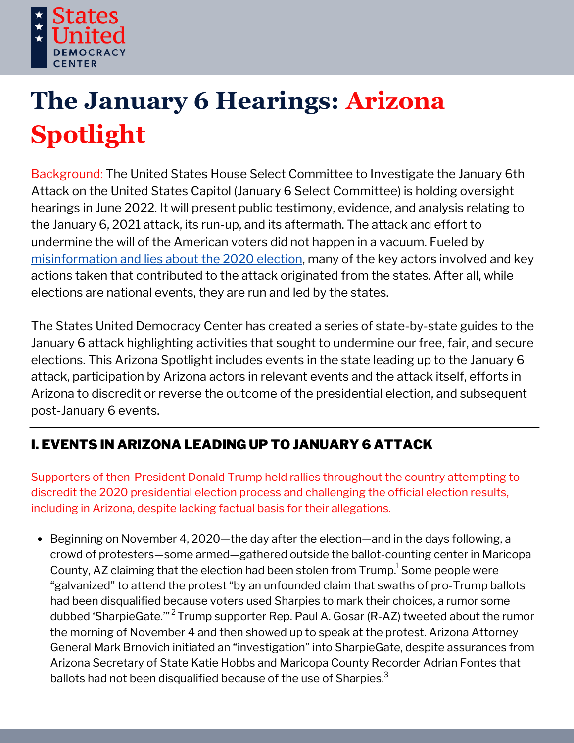States United DEMOCRACY CENTER

# The January 6 Hearings: Arizona Spotlight

Background: The United States House Select Committee to Investigate the January 6th Attack on the United States Capitol (January 6 Select Committee) is holding oversight hearings in June 2022. It will present public testimony, evidence, and analysis relating to the January 6, 2021 attack, its run-up, and its aftermath. The attack and effort to undermine the will of the American voters did not happen in a vacuum. Fueled by misinformation and lies about the 2020 election, many of the key actors involved and key actions taken that contributed to the attack originated from the states. After all, while elections are national events, they are run and led by the states.

The States United Democracy Center has created a series of state-by-state guides to the January 6 attack highlighting activities that sought to undermine our free, fair, and secure elections. This Arizona Spotlight includes events in the state leading up to the January 6 attack, participation by Arizona actors in relevant events and the attack itself, efforts in Arizona to discredit or reverse the outcome of the presidential election, and subsequent post-January 6 events.

## I. EVENTS IN ARIZONA LEADING UP TO JANUARY 6 ATTACK

Supporters of then-President Donald Trump held rallies throughout the country attempting to discredit the 2020 presidential election process and challenging the official election results, including in Arizona, despite lacking factual basis for their allegations.

- Beginning on November 4, 2020—the day after the election—and in the days following, a crowd of protesters—some armed—gathered outside the ballot-counting center in Maricopa County, AZ claiming that the election had been stolen from Trump.[1] Some people were "galvanized" to attend the protest "by an unfounded claim that swaths of pro-Trump ballots had been disqualified because voters used Sharpies to mark their choices, a rumor some dubbed 'SharpieGate.'"[2] Trump supporter Rep. Paul A. Gosar (R-AZ) tweeted about the rumor the morning of November 4 and then showed up to speak at the protest. Arizona Attorney General Mark Brnovich initiated an "investigation" into SharpieGate, despite assurances from Arizona Secretary of State Katie Hobbs and Maricopa County Recorder Adrian Fontes that ballots had not been disqualified because of the use of Sharpies.[3]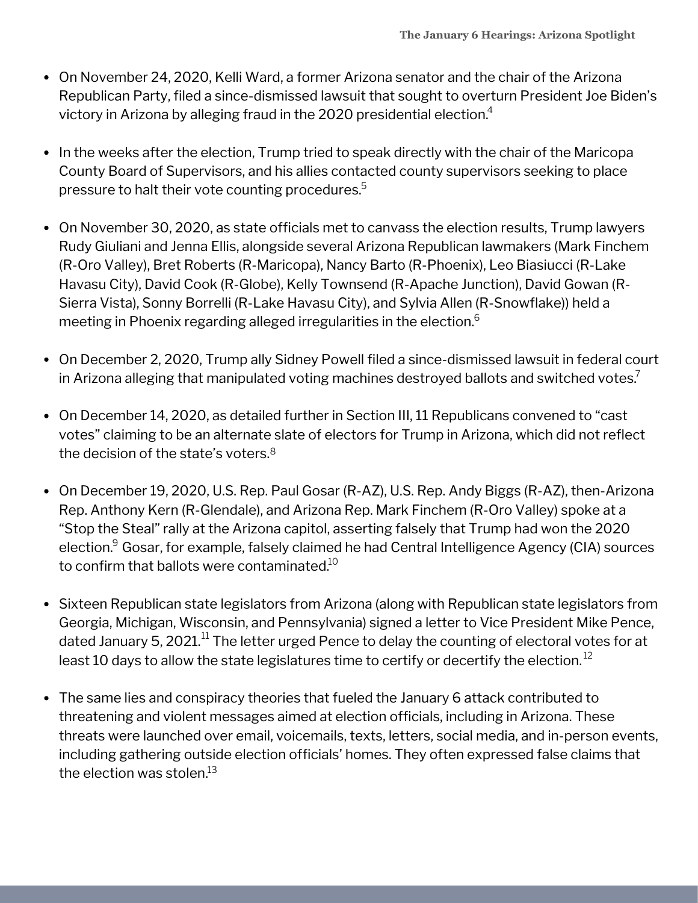- On November 24, 2020, Kelli Ward, a former Arizona senator and the chair of the Arizona Republican Party, filed a since-dismissed lawsuit that sought to overturn President Joe Biden's victory in Arizona by alleging fraud in the 2020 presidential election.[4]

- In the weeks after the election, Trump tried to speak directly with the chair of the Maricopa County Board of Supervisors, and his allies contacted county supervisors seeking to place pressure to halt their vote counting procedures.[5]

- On November 30, 2020, as state officials met to canvass the election results, Trump lawyers Rudy Giuliani and Jenna Ellis, alongside several Arizona Republican lawmakers (Mark Finchem (R-Oro Valley), Bret Roberts (R-Maricopa), Nancy Barto (R-Phoenix), Leo Biasiucci (R-Lake Havasu City), David Cook (R-Globe), Kelly Townsend (R-Apache Junction), David Gowan (R-Sierra Vista), Sonny Borrelli (R-Lake Havasu City), and Sylvia Allen (R-Snowflake)) held a meeting in Phoenix regarding alleged irregularities in the election.[6]

- On December 2, 2020, Trump ally Sidney Powell filed a since-dismissed lawsuit in federal court in Arizona alleging that manipulated voting machines destroyed ballots and switched votes.[7]

- On December 14, 2020, as detailed further in Section III, 11 Republicans convened to "cast votes" claiming to be an alternate slate of electors for Trump in Arizona, which did not reflect the decision of the state's voters.[8]

- On December 19, 2020, U.S. Rep. Paul Gosar (R-AZ), U.S. Rep. Andy Biggs (R-AZ), then-Arizona Rep. Anthony Kern (R-Glendale), and Arizona Rep. Mark Finchem (R-Oro Valley) spoke at a "Stop the Steal" rally at the Arizona capitol, asserting falsely that Trump had won the 2020 election.[9] Gosar, for example, falsely claimed he had Central Intelligence Agency (CIA) sources to confirm that ballots were contaminated.[10]

- Sixteen Republican state legislators from Arizona (along with Republican state legislators from Georgia, Michigan, Wisconsin, and Pennsylvania) signed a letter to Vice President Mike Pence, dated January 5, 2021.[11] The letter urged Pence to delay the counting of electoral votes for at least 10 days to allow the state legislatures time to certify or decertify the election.[12]

- The same lies and conspiracy theories that fueled the January 6 attack contributed to threatening and violent messages aimed at election officials, including in Arizona. These threats were launched over email, voicemails, texts, letters, social media, and in-person events, including gathering outside election officials' homes. They often expressed false claims that the election was stolen.[13]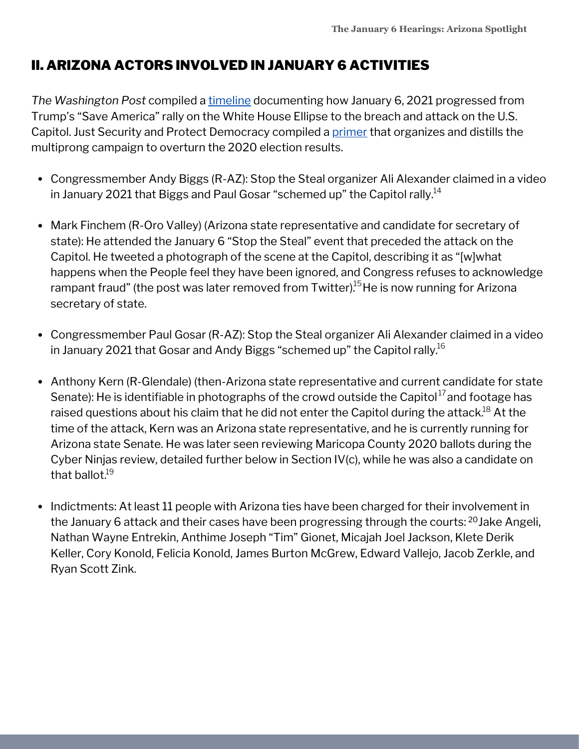## II. ARIZONA ACTORS INVOLVED IN JANUARY 6 ACTIVITIES

*The Washington Post* compiled a timeline documenting how January 6, 2021 progressed from Trump's "Save America" rally on the White House Ellipse to the breach and attack on the U.S. Capitol. Just Security and Protect Democracy compiled a primer that organizes and distills the multiprong campaign to overturn the 2020 election results.

- Congressmember Andy Biggs (R-AZ): Stop the Steal organizer Ali Alexander claimed in a video in January 2021 that Biggs and Paul Gosar "schemed up" the Capitol rally.[14]

- Mark Finchem (R-Oro Valley) (Arizona state representative and candidate for secretary of state): He attended the January 6 "Stop the Steal" event that preceded the attack on the Capitol. He tweeted a photograph of the scene at the Capitol, describing it as "[w]what happens when the People feel they have been ignored, and Congress refuses to acknowledge rampant fraud" (the post was later removed from Twitter).[15] He is now running for Arizona secretary of state.

- Congressmember Paul Gosar (R-AZ): Stop the Steal organizer Ali Alexander claimed in a video in January 2021 that Gosar and Andy Biggs "schemed up" the Capitol rally.[16]

- Anthony Kern (R-Glendale) (then-Arizona state representative and current candidate for state Senate): He is identifiable in photographs of the crowd outside the Capitol[17] and footage has raised questions about his claim that he did not enter the Capitol during the attack.[18] At the time of the attack, Kern was an Arizona state representative, and he is currently running for Arizona state Senate. He was later seen reviewing Maricopa County 2020 ballots during the Cyber Ninjas review, detailed further below in Section IV(c), while he was also a candidate on that ballot.[19]

- Indictments: At least 11 people with Arizona ties have been charged for their involvement in the January 6 attack and their cases have been progressing through the courts:[20] Jake Angeli, Nathan Wayne Entrekin, Anthime Joseph "Tim" Gionet, Micajah Joel Jackson, Klete Derik Keller, Cory Konold, Felicia Konold, James Burton McGrew, Edward Vallejo, Jacob Zerkle, and Ryan Scott Zink.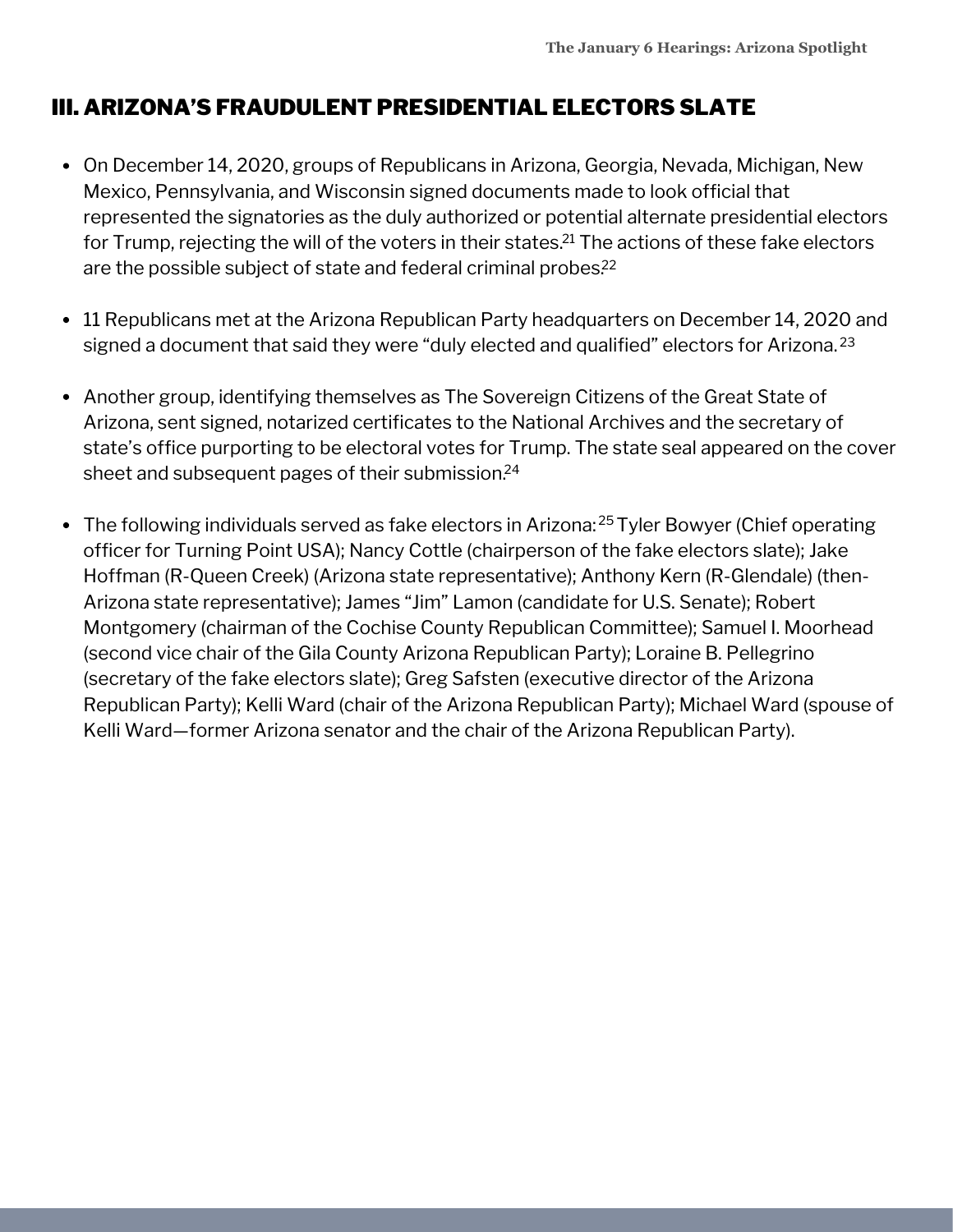## III. ARIZONA'S FRAUDULENT PRESIDENTIAL ELECTORS SLATE

- On December 14, 2020, groups of Republicans in Arizona, Georgia, Nevada, Michigan, New Mexico, Pennsylvania, and Wisconsin signed documents made to look official that represented the signatories as the duly authorized or potential alternate presidential electors for Trump, rejecting the will of the voters in their states.[21] The actions of these fake electors are the possible subject of state and federal criminal probes.[22]

- 11 Republicans met at the Arizona Republican Party headquarters on December 14, 2020 and signed a document that said they were "duly elected and qualified" electors for Arizona.[23]

- Another group, identifying themselves as The Sovereign Citizens of the Great State of Arizona, sent signed, notarized certificates to the National Archives and the secretary of state's office purporting to be electoral votes for Trump. The state seal appeared on the cover sheet and subsequent pages of their submission.[24]

- The following individuals served as fake electors in Arizona:[25] Tyler Bowyer (Chief operating officer for Turning Point USA); Nancy Cottle (chairperson of the fake electors slate); Jake Hoffman (R-Queen Creek) (Arizona state representative); Anthony Kern (R-Glendale) (then-Arizona state representative); James "Jim" Lamon (candidate for U.S. Senate); Robert Montgomery (chairman of the Cochise County Republican Committee); Samuel I. Moorhead (second vice chair of the Gila County Arizona Republican Party); Loraine B. Pellegrino (secretary of the fake electors slate); Greg Safsten (executive director of the Arizona Republican Party); Kelli Ward (chair of the Arizona Republican Party); Michael Ward (spouse of Kelli Ward—former Arizona senator and the chair of the Arizona Republican Party).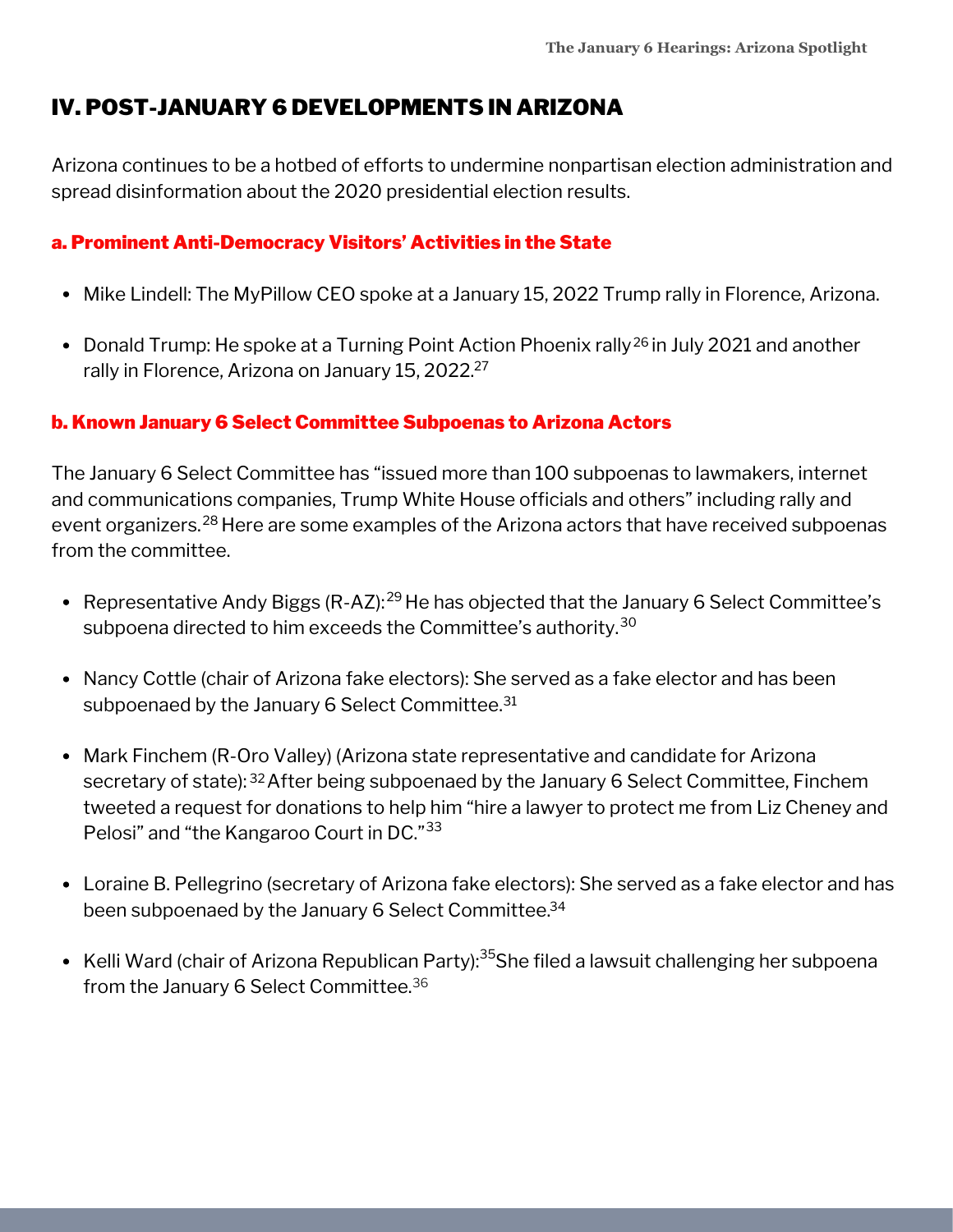## IV. POST-JANUARY 6 DEVELOPMENTS IN ARIZONA

Arizona continues to be a hotbed of efforts to undermine nonpartisan election administration and spread disinformation about the 2020 presidential election results.

### a. Prominent Anti-Democracy Visitors' Activities in the State

- Mike Lindell: The MyPillow CEO spoke at a January 15, 2022 Trump rally in Florence, Arizona.
- Donald Trump: He spoke at a Turning Point Action Phoenix rally[26] in July 2021 and another rally in Florence, Arizona on January 15, 2022.[27]

### b. Known January 6 Select Committee Subpoenas to Arizona Actors

The January 6 Select Committee has "issued more than 100 subpoenas to lawmakers, internet and communications companies, Trump White House officials and others" including rally and event organizers.[28] Here are some examples of the Arizona actors that have received subpoenas from the committee.

- Representative Andy Biggs (R-AZ):[29] He has objected that the January 6 Select Committee's subpoena directed to him exceeds the Committee's authority.[30]
- Nancy Cottle (chair of Arizona fake electors): She served as a fake elector and has been subpoenaed by the January 6 Select Committee.[31]
- Mark Finchem (R-Oro Valley) (Arizona state representative and candidate for Arizona secretary of state):[32] After being subpoenaed by the January 6 Select Committee, Finchem tweeted a request for donations to help him "hire a lawyer to protect me from Liz Cheney and Pelosi" and "the Kangaroo Court in DC."[33]
- Loraine B. Pellegrino (secretary of Arizona fake electors): She served as a fake elector and has been subpoenaed by the January 6 Select Committee.[34]
- Kelli Ward (chair of Arizona Republican Party):[35] She filed a lawsuit challenging her subpoena from the January 6 Select Committee.[36]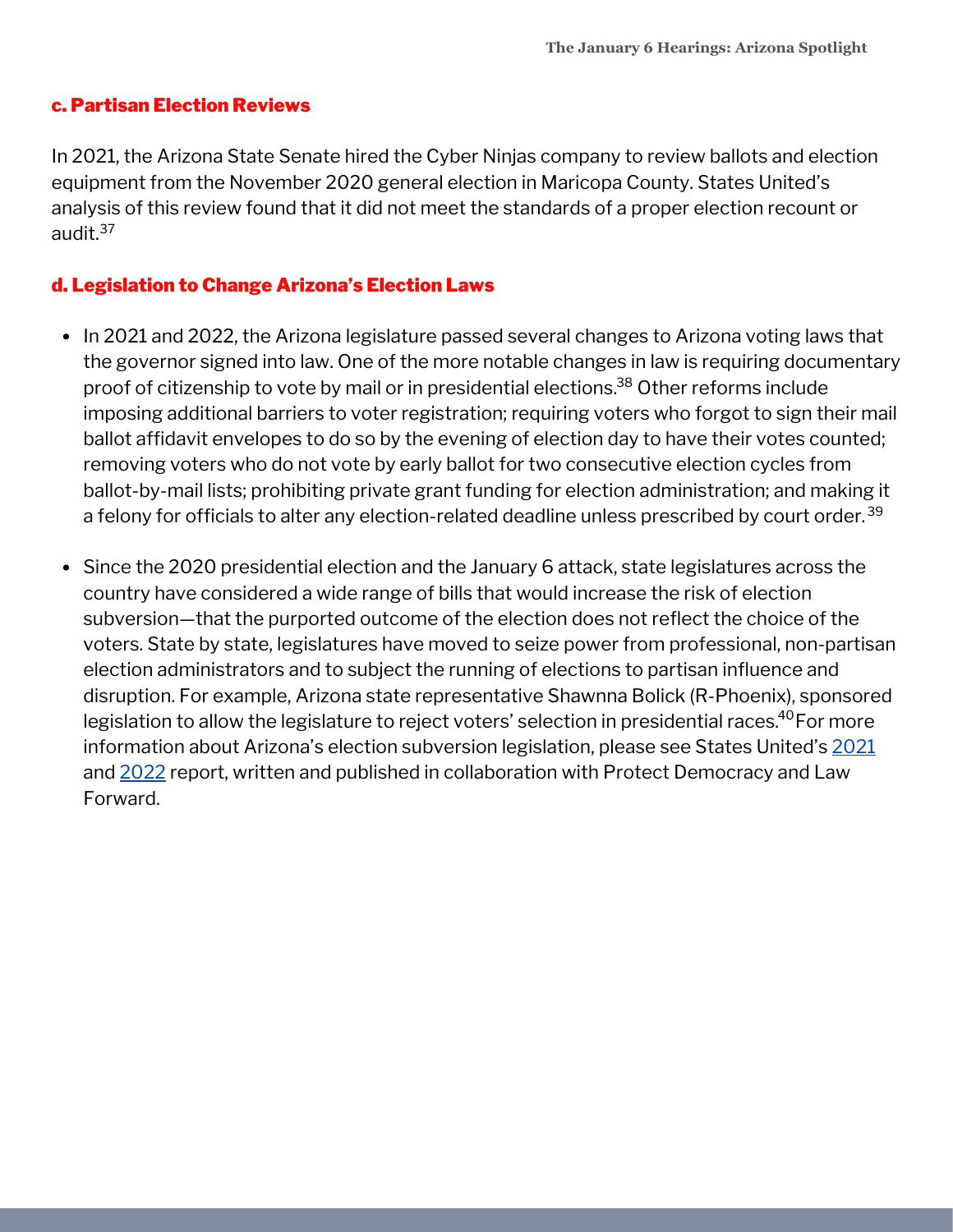### c. Partisan Election Reviews

In 2021, the Arizona State Senate hired the Cyber Ninjas company to review ballots and election equipment from the November 2020 general election in Maricopa County. States United's analysis of this review found that it did not meet the standards of a proper election recount or audit.[37]

### d. Legislation to Change Arizona's Election Laws

- In 2021 and 2022, the Arizona legislature passed several changes to Arizona voting laws that the governor signed into law. One of the more notable changes in law is requiring documentary proof of citizenship to vote by mail or in presidential elections.[38] Other reforms include imposing additional barriers to voter registration; requiring voters who forgot to sign their mail ballot affidavit envelopes to do so by the evening of election day to have their votes counted; removing voters who do not vote by early ballot for two consecutive election cycles from ballot-by-mail lists; prohibiting private grant funding for election administration; and making it a felony for officials to alter any election-related deadline unless prescribed by court order.[39]
- Since the 2020 presidential election and the January 6 attack, state legislatures across the country have considered a wide range of bills that would increase the risk of election subversion—that the purported outcome of the election does not reflect the choice of the voters. State by state, legislatures have moved to seize power from professional, non-partisan election administrators and to subject the running of elections to partisan influence and disruption. For example, Arizona state representative Shawnna Bolick (R-Phoenix), sponsored legislation to allow the legislature to reject voters' selection in presidential races.[40] For more information about Arizona's election subversion legislation, please see States United's 2021 and 2022 report, written and published in collaboration with Protect Democracy and Law Forward.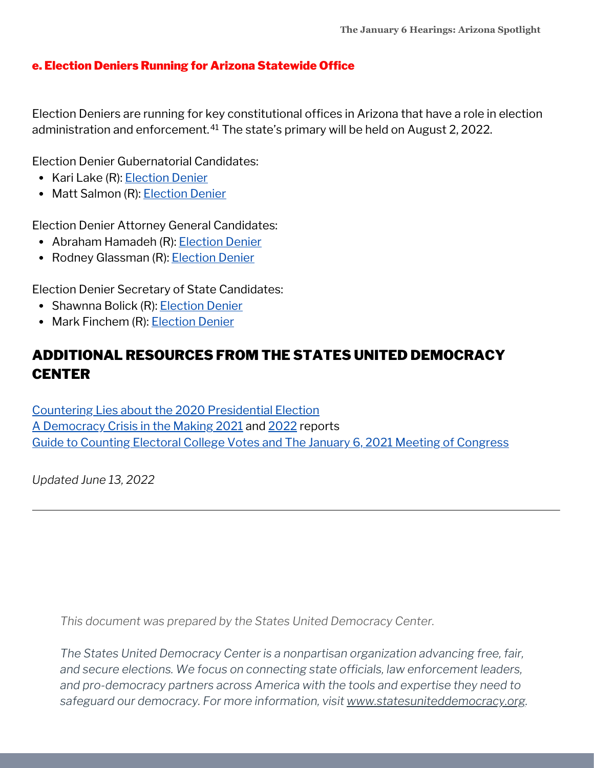### e. Election Deniers Running for Arizona Statewide Office

Election Deniers are running for key constitutional offices in Arizona that have a role in election administration and enforcement.[41] The state's primary will be held on August 2, 2022.

Election Denier Gubernatorial Candidates:

- Kari Lake (R): Election Denier
- Matt Salmon (R): Election Denier

Election Denier Attorney General Candidates:

- Abraham Hamadeh (R): Election Denier
- Rodney Glassman (R): Election Denier

Election Denier Secretary of State Candidates:

- Shawnna Bolick (R): Election Denier
- Mark Finchem (R): Election Denier

## ADDITIONAL RESOURCES FROM THE STATES UNITED DEMOCRACY CENTER

Countering Lies about the 2020 Presidential Election
A Democracy Crisis in the Making 2021 and 2022 reports
Guide to Counting Electoral College Votes and The January 6, 2021 Meeting of Congress

*Updated June 13, 2022*

---

*This document was prepared by the States United Democracy Center.*

*The States United Democracy Center is a nonpartisan organization advancing free, fair, and secure elections. We focus on connecting state officials, law enforcement leaders, and pro-democracy partners across America with the tools and expertise they need to safeguard our democracy. For more information, visit www.statesuniteddemocracy.org.*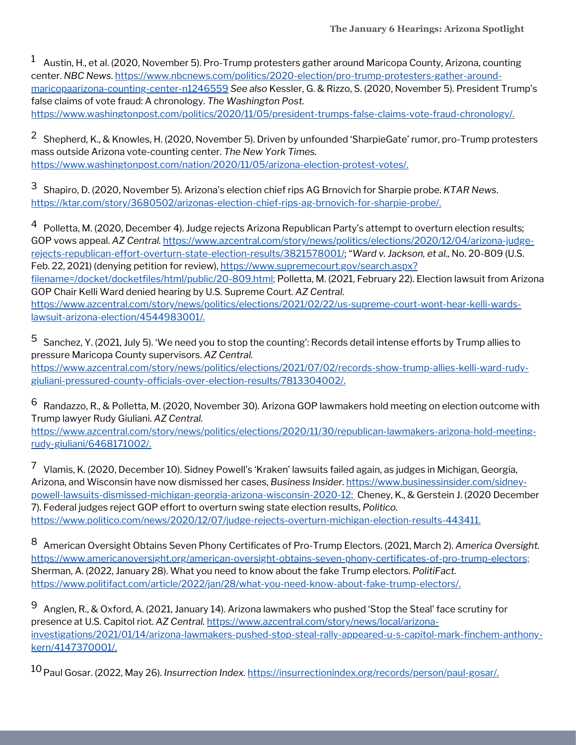[1] Austin, H., et al. (2020, November 5). Pro-Trump protesters gather around Maricopa County, Arizona, counting center. *NBC News*. https://www.nbcnews.com/politics/2020-election/pro-trump-protesters-gather-around-maricopaarizona-counting-center-n1246559 *See also* Kessler, G. & Rizzo, S. (2020, November 5). President Trump's false claims of vote fraud: A chronology. *The Washington Post*. https://www.washingtonpost.com/politics/2020/11/05/president-trumps-false-claims-vote-fraud-chronology/.

[2] Shepherd, K., & Knowles, H. (2020, November 5). Driven by unfounded 'SharpieGate' rumor, pro-Trump protesters mass outside Arizona vote-counting center. *The New York Times*. https://www.washingtonpost.com/nation/2020/11/05/arizona-election-protest-votes/.

[3] Shapiro, D. (2020, November 5). Arizona's election chief rips AG Brnovich for Sharpie probe. *KTAR News*. https://ktar.com/story/3680502/arizonas-election-chief-rips-ag-brnovich-for-sharpie-probe/.

[4] Polletta, M. (2020, December 4). Judge rejects Arizona Republican Party's attempt to overturn election results; GOP vows appeal. *AZ Central*. https://www.azcentral.com/story/news/politics/elections/2020/12/04/arizona-judge-rejects-republican-effort-overturn-state-election-results/3821578001/; "*Ward v. Jackson, et al.,* No. 20-809 (U.S. Feb. 22, 2021) (denying petition for review), https://www.supremecourt.gov/search.aspx?filename=/docket/docketfiles/html/public/20-809.html; Polletta, M. (2021, February 22). Election lawsuit from Arizona GOP Chair Kelli Ward denied hearing by U.S. Supreme Court. *AZ Central*. https://www.azcentral.com/story/news/politics/elections/2021/02/22/us-supreme-court-wont-hear-kelli-wards-lawsuit-arizona-election/4544983001/.

[5] Sanchez, Y. (2021, July 5). 'We need you to stop the counting': Records detail intense efforts by Trump allies to pressure Maricopa County supervisors. *AZ Central*. https://www.azcentral.com/story/news/politics/elections/2021/07/02/records-show-trump-allies-kelli-ward-rudy-giuliani-pressured-county-officials-over-election-results/7813304002/.

[6] Randazzo, R., & Polletta, M. (2020, November 30). Arizona GOP lawmakers hold meeting on election outcome with Trump lawyer Rudy Giuliani. *AZ Central*. https://www.azcentral.com/story/news/politics/elections/2020/11/30/republican-lawmakers-arizona-hold-meeting-rudy-giuliani/6468171002/.

[7] Vlamis, K. (2020, December 10). Sidney Powell's 'Kraken' lawsuits failed again, as judges in Michigan, Georgia, Arizona, and Wisconsin have now dismissed her cases, *Business Insider*. https://www.businessinsider.com/sidney-powell-lawsuits-dismissed-michigan-georgia-arizona-wisconsin-2020-12; Cheney, K., & Gerstein J. (2020 December 7). Federal judges reject GOP effort to overturn swing state election results, *Politico*. https://www.politico.com/news/2020/12/07/judge-rejects-overturn-michigan-election-results-443411.

[8] American Oversight Obtains Seven Phony Certificates of Pro-Trump Electors. (2021, March 2). *America Oversight*. https://www.americanoversight.org/american-oversight-obtains-seven-phony-certificates-of-pro-trump-electors; Sherman, A. (2022, January 28). What you need to know about the fake Trump electors. *PolitiFact*. https://www.politifact.com/article/2022/jan/28/what-you-need-know-about-fake-trump-electors/.

[9] Anglen, R., & Oxford, A. (2021, January 14). Arizona lawmakers who pushed 'Stop the Steal' face scrutiny for presence at U.S. Capitol riot. *AZ Central*. https://www.azcentral.com/story/news/local/arizona-investigations/2021/01/14/arizona-lawmakers-pushed-stop-steal-rally-appeared-u-s-capitol-mark-finchem-anthony-kern/4147370001/.

[10] Paul Gosar. (2022, May 26). *Insurrection Index*. https://insurrectionindex.org/records/person/paul-gosar/.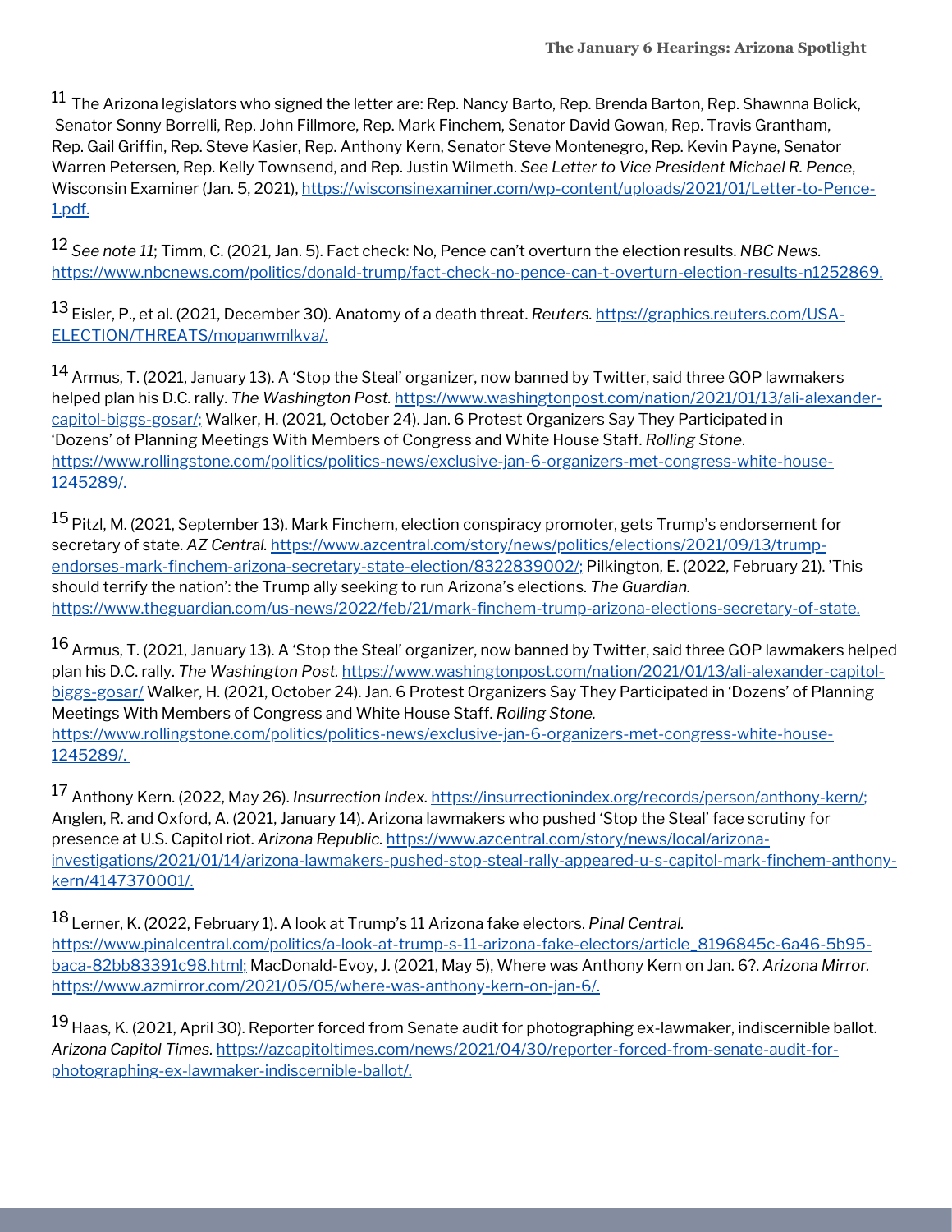[11] The Arizona legislators who signed the letter are: Rep. Nancy Barto, Rep. Brenda Barton, Rep. Shawnna Bolick, Senator Sonny Borrelli, Rep. John Fillmore, Rep. Mark Finchem, Senator David Gowan, Rep. Travis Grantham, Rep. Gail Griffin, Rep. Steve Kasier, Rep. Anthony Kern, Senator Steve Montenegro, Rep. Kevin Payne, Senator Warren Petersen, Rep. Kelly Townsend, and Rep. Justin Wilmeth. *See Letter to Vice President Michael R. Pence*, Wisconsin Examiner (Jan. 5, 2021), https://wisconsinexaminer.com/wp-content/uploads/2021/01/Letter-to-Pence-1.pdf.

[12] *See note 11*; Timm, C. (2021, Jan. 5). Fact check: No, Pence can't overturn the election results. *NBC News.* https://www.nbcnews.com/politics/donald-trump/fact-check-no-pence-can-t-overturn-election-results-n1252869.

[13] Eisler, P., et al. (2021, December 30). Anatomy of a death threat. *Reuters.* https://graphics.reuters.com/USA-ELECTION/THREATS/mopanwmlkva/.

[14] Armus, T. (2021, January 13). A 'Stop the Steal' organizer, now banned by Twitter, said three GOP lawmakers helped plan his D.C. rally. *The Washington Post.* https://www.washingtonpost.com/nation/2021/01/13/ali-alexander-capitol-biggs-gosar/; Walker, H. (2021, October 24). Jan. 6 Protest Organizers Say They Participated in 'Dozens' of Planning Meetings With Members of Congress and White House Staff. *Rolling Stone*. https://www.rollingstone.com/politics/politics-news/exclusive-jan-6-organizers-met-congress-white-house-1245289/.

[15] Pitzl, M. (2021, September 13). Mark Finchem, election conspiracy promoter, gets Trump's endorsement for secretary of state. *AZ Central.* https://www.azcentral.com/story/news/politics/elections/2021/09/13/trump-endorses-mark-finchem-arizona-secretary-state-election/8322839002/; Pilkington, E. (2022, February 21). 'This should terrify the nation': the Trump ally seeking to run Arizona's elections. *The Guardian.* https://www.theguardian.com/us-news/2022/feb/21/mark-finchem-trump-arizona-elections-secretary-of-state.

[16] Armus, T. (2021, January 13). A 'Stop the Steal' organizer, now banned by Twitter, said three GOP lawmakers helped plan his D.C. rally. *The Washington Post.* https://www.washingtonpost.com/nation/2021/01/13/ali-alexander-capitol-biggs-gosar/ Walker, H. (2021, October 24). Jan. 6 Protest Organizers Say They Participated in 'Dozens' of Planning Meetings With Members of Congress and White House Staff. *Rolling Stone.* https://www.rollingstone.com/politics/politics-news/exclusive-jan-6-organizers-met-congress-white-house-1245289/.

[17] Anthony Kern. (2022, May 26). *Insurrection Index.* https://insurrectionindex.org/records/person/anthony-kern/; Anglen, R. and Oxford, A. (2021, January 14). Arizona lawmakers who pushed 'Stop the Steal' face scrutiny for presence at U.S. Capitol riot. *Arizona Republic.* https://www.azcentral.com/story/news/local/arizona-investigations/2021/01/14/arizona-lawmakers-pushed-stop-steal-rally-appeared-u-s-capitol-mark-finchem-anthony-kern/4147370001/.

[18] Lerner, K. (2022, February 1). A look at Trump's 11 Arizona fake electors. *Pinal Central.* https://www.pinalcentral.com/politics/a-look-at-trump-s-11-arizona-fake-electors/article_8196845c-6a46-5b95-baca-82bb83391c98.html; MacDonald-Evoy, J. (2021, May 5), Where was Anthony Kern on Jan. 6?. *Arizona Mirror.* https://www.azmirror.com/2021/05/05/where-was-anthony-kern-on-jan-6/.

[19] Haas, K. (2021, April 30). Reporter forced from Senate audit for photographing ex-lawmaker, indiscernible ballot. *Arizona Capitol Times.* https://azcapitoltimes.com/news/2021/04/30/reporter-forced-from-senate-audit-for-photographing-ex-lawmaker-indiscernible-ballot/.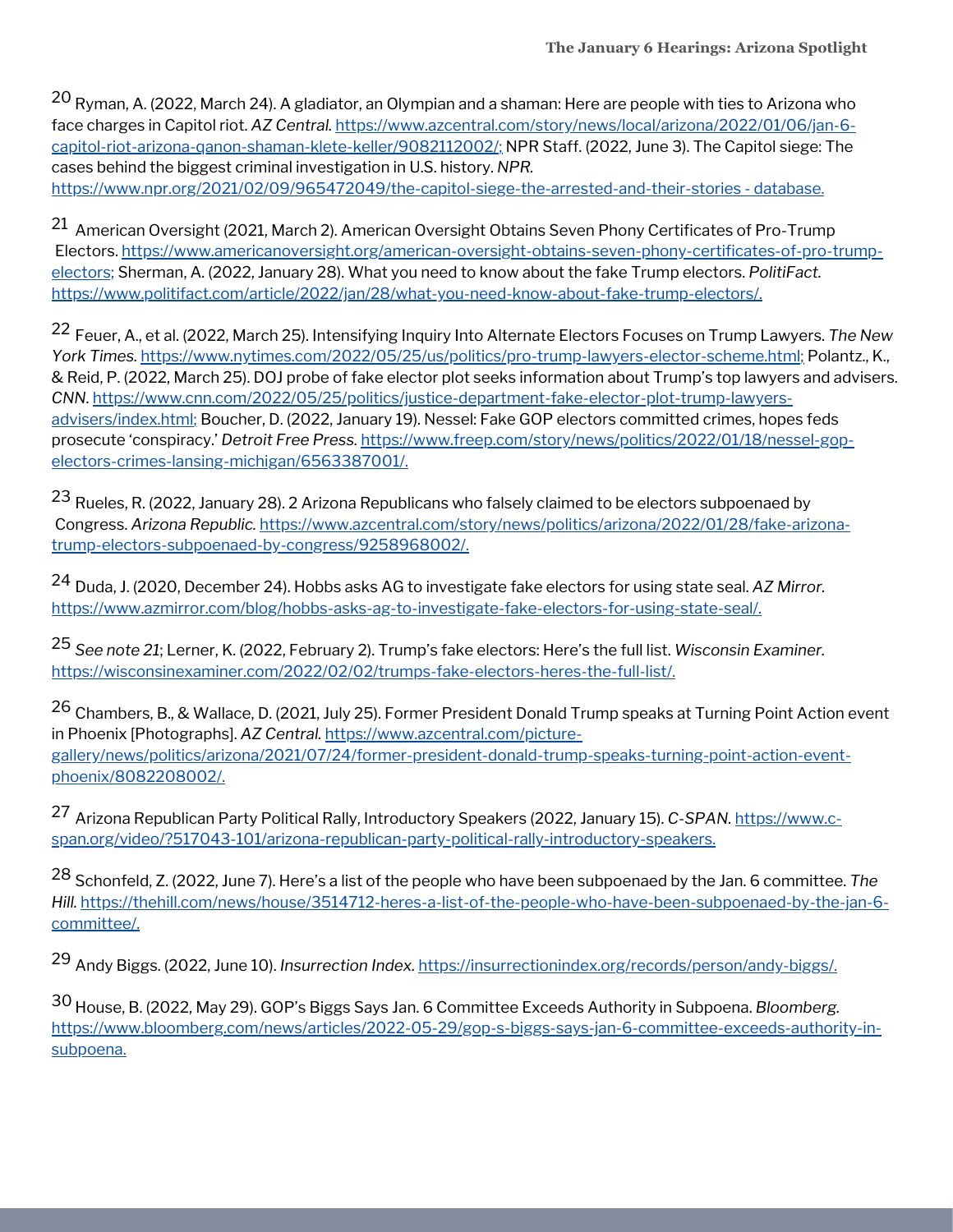[20] Ryman, A. (2022, March 24). A gladiator, an Olympian and a shaman: Here are people with ties to Arizona who face charges in Capitol riot. *AZ Central.* https://www.azcentral.com/story/news/local/arizona/2022/01/06/jan-6-capitol-riot-arizona-qanon-shaman-klete-keller/9082112002/; NPR Staff. (2022, June 3). The Capitol siege: The cases behind the biggest criminal investigation in U.S. history. *NPR.* https://www.npr.org/2021/02/09/965472049/the-capitol-siege-the-arrested-and-their-stories - database.

[21] American Oversight (2021, March 2). American Oversight Obtains Seven Phony Certificates of Pro-Trump Electors. https://www.americanoversight.org/american-oversight-obtains-seven-phony-certificates-of-pro-trump-electors; Sherman, A. (2022, January 28). What you need to know about the fake Trump electors. *PolitiFact.* https://www.politifact.com/article/2022/jan/28/what-you-need-know-about-fake-trump-electors/.

[22] Feuer, A., et al. (2022, March 25). Intensifying Inquiry Into Alternate Electors Focuses on Trump Lawyers. *The New York Times.* https://www.nytimes.com/2022/05/25/us/politics/pro-trump-lawyers-elector-scheme.html; Polantz., K., & Reid, P. (2022, March 25). DOJ probe of fake elector plot seeks information about Trump's top lawyers and advisers. *CNN*. https://www.cnn.com/2022/05/25/politics/justice-department-fake-elector-plot-trump-lawyers-advisers/index.html; Boucher, D. (2022, January 19). Nessel: Fake GOP electors committed crimes, hopes feds prosecute 'conspiracy.' *Detroit Free Press.* https://www.freep.com/story/news/politics/2022/01/18/nessel-gop-electors-crimes-lansing-michigan/6563387001/.

[23] Rueles, R. (2022, January 28). 2 Arizona Republicans who falsely claimed to be electors subpoenaed by Congress. *Arizona Republic.* https://www.azcentral.com/story/news/politics/arizona/2022/01/28/fake-arizona-trump-electors-subpoenaed-by-congress/9258968002/.

[24] Duda, J. (2020, December 24). Hobbs asks AG to investigate fake electors for using state seal. *AZ Mirror.* https://www.azmirror.com/blog/hobbs-asks-ag-to-investigate-fake-electors-for-using-state-seal/.

[25] *See note 21*; Lerner, K. (2022, February 2). Trump's fake electors: Here's the full list. *Wisconsin Examiner.* https://wisconsinexaminer.com/2022/02/02/trumps-fake-electors-heres-the-full-list/.

[26] Chambers, B., & Wallace, D. (2021, July 25). Former President Donald Trump speaks at Turning Point Action event in Phoenix [Photographs]. *AZ Central.* https://www.azcentral.com/picture-gallery/news/politics/arizona/2021/07/24/former-president-donald-trump-speaks-turning-point-action-event-phoenix/8082208002/.

[27] Arizona Republican Party Political Rally, Introductory Speakers (2022, January 15). *C-SPAN.* https://www.c-span.org/video/?517043-101/arizona-republican-party-political-rally-introductory-speakers.

[28] Schonfeld, Z. (2022, June 7). Here's a list of the people who have been subpoenaed by the Jan. 6 committee. *The Hill.* https://thehill.com/news/house/3514712-heres-a-list-of-the-people-who-have-been-subpoenaed-by-the-jan-6-committee/.

[29] Andy Biggs. (2022, June 10). *Insurrection Index.* https://insurrectionindex.org/records/person/andy-biggs/.

[30] House, B. (2022, May 29). GOP's Biggs Says Jan. 6 Committee Exceeds Authority in Subpoena. *Bloomberg.* https://www.bloomberg.com/news/articles/2022-05-29/gop-s-biggs-says-jan-6-committee-exceeds-authority-in-subpoena.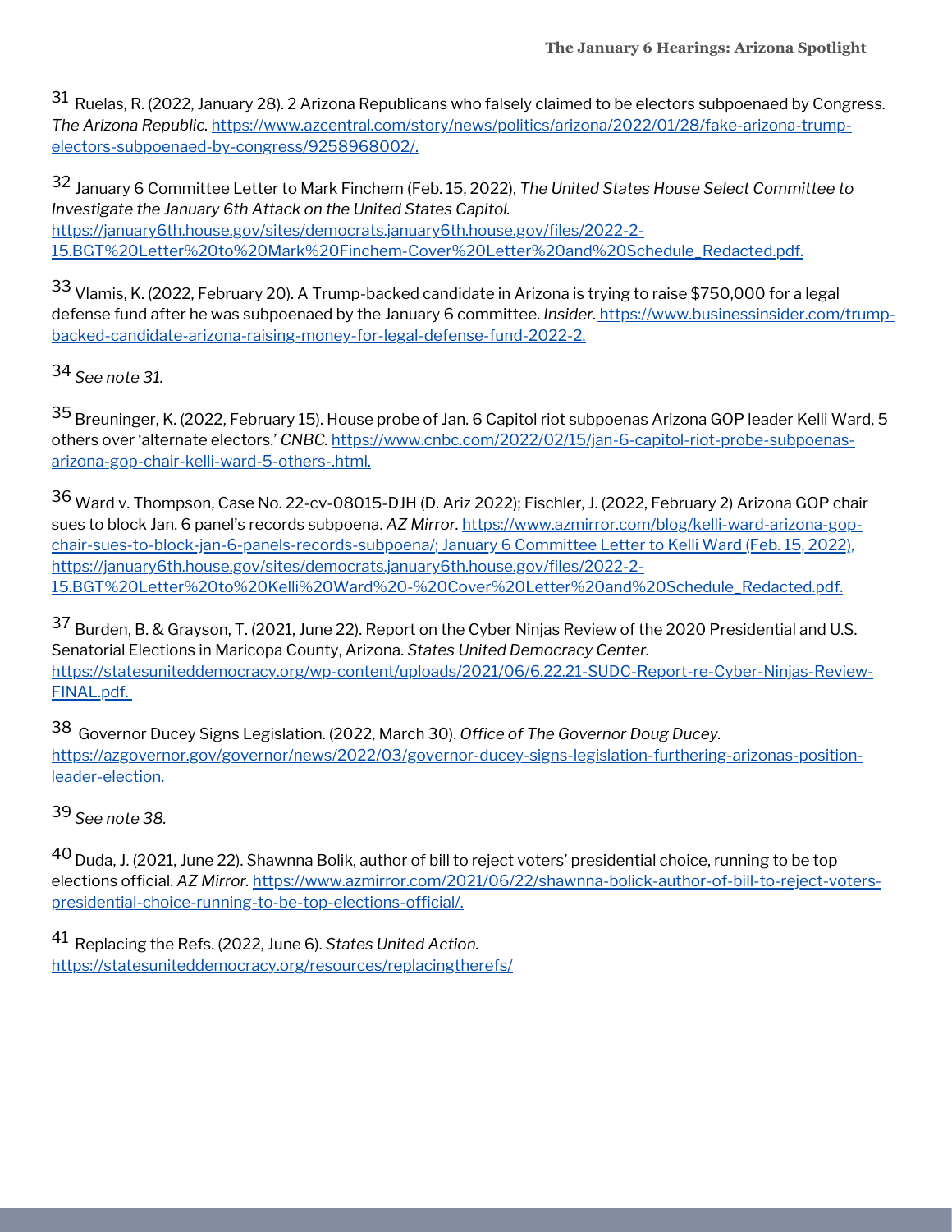[31] Ruelas, R. (2022, January 28). 2 Arizona Republicans who falsely claimed to be electors subpoenaed by Congress. *The Arizona Republic.* https://www.azcentral.com/story/news/politics/arizona/2022/01/28/fake-arizona-trump-electors-subpoenaed-by-congress/9258968002/.

[32] January 6 Committee Letter to Mark Finchem (Feb. 15, 2022), *The United States House Select Committee to Investigate the January 6th Attack on the United States Capitol.* https://january6th.house.gov/sites/democrats.january6th.house.gov/files/2022-2-15.BGT%20Letter%20to%20Mark%20Finchem-Cover%20Letter%20and%20Schedule_Redacted.pdf.

[33] Vlamis, K. (2022, February 20). A Trump-backed candidate in Arizona is trying to raise $750,000 for a legal defense fund after he was subpoenaed by the January 6 committee. *Insider.* https://www.businessinsider.com/trump-backed-candidate-arizona-raising-money-for-legal-defense-fund-2022-2.

[34] *See note 31.*

[35] Breuninger, K. (2022, February 15). House probe of Jan. 6 Capitol riot subpoenas Arizona GOP leader Kelli Ward, 5 others over 'alternate electors.' *CNBC.* https://www.cnbc.com/2022/02/15/jan-6-capitol-riot-probe-subpoenas-arizona-gop-chair-kelli-ward-5-others-.html.

[36] Ward v. Thompson, Case No. 22-cv-08015-DJH (D. Ariz 2022); Fischler, J. (2022, February 2) Arizona GOP chair sues to block Jan. 6 panel's records subpoena. *AZ Mirror.* https://www.azmirror.com/blog/kelli-ward-arizona-gop-chair-sues-to-block-jan-6-panels-records-subpoena/; January 6 Committee Letter to Kelli Ward (Feb. 15, 2022), https://january6th.house.gov/sites/democrats.january6th.house.gov/files/2022-2-15.BGT%20Letter%20to%20Kelli%20Ward%20-%20Cover%20Letter%20and%20Schedule_Redacted.pdf.

[37] Burden, B. & Grayson, T. (2021, June 22). Report on the Cyber Ninjas Review of the 2020 Presidential and U.S. Senatorial Elections in Maricopa County, Arizona. *States United Democracy Center.* https://statesuniteddemocracy.org/wp-content/uploads/2021/06/6.22.21-SUDC-Report-re-Cyber-Ninjas-Review-FINAL.pdf.

[38] Governor Ducey Signs Legislation. (2022, March 30). *Office of The Governor Doug Ducey.* https://azgovernor.gov/governor/news/2022/03/governor-ducey-signs-legislation-furthering-arizonas-position-leader-election.

[39] *See note 38.*

[40] Duda, J. (2021, June 22). Shawnna Bolik, author of bill to reject voters' presidential choice, running to be top elections official. *AZ Mirror.* https://www.azmirror.com/2021/06/22/shawnna-bolick-author-of-bill-to-reject-voters-presidential-choice-running-to-be-top-elections-official/.

[41] Replacing the Refs. (2022, June 6). *States United Action.* https://statesuniteddemocracy.org/resources/replacingtherefs/